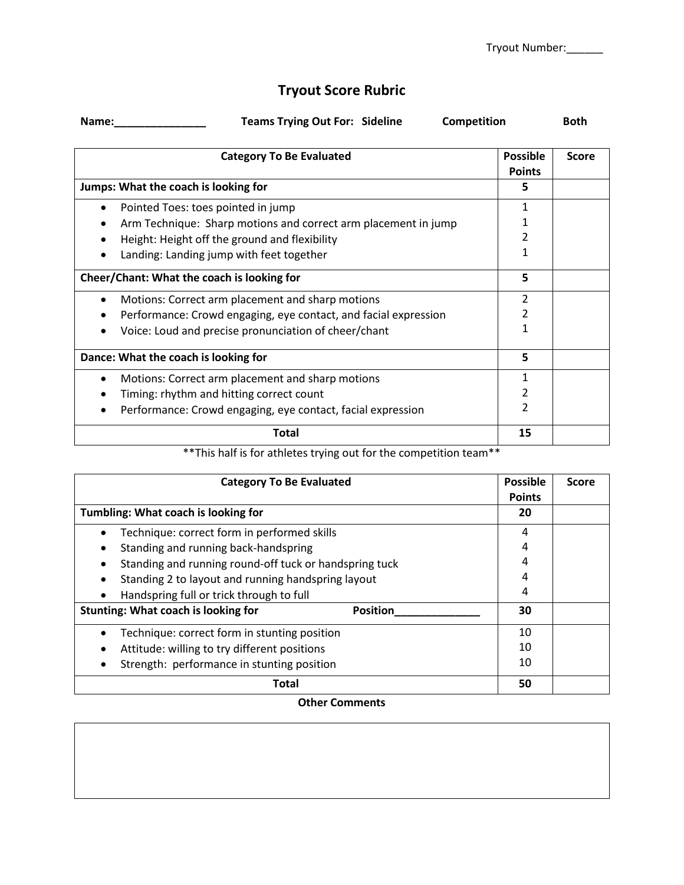Tryout Number:______

# Tryout Score Rubric

**Name:_______________** **Teams Trying Out For: Sideline** **Competition** **Both**

| Category To Be Evaluated | Possible Points | Score |
|---|---|---|
| **Jumps: What the coach is looking for** | **5** | |
| • Pointed Toes: toes pointed in jump<br>• Arm Technique: Sharp motions and correct arm placement in jump<br>• Height: Height off the ground and flexibility<br>• Landing: Landing jump with feet together | 1<br>1<br>2<br>1 | |
| **Cheer/Chant: What the coach is looking for** | **5** | |
| • Motions: Correct arm placement and sharp motions<br>• Performance: Crowd engaging, eye contact, and facial expression<br>• Voice: Loud and precise pronunciation of cheer/chant | 2<br>2<br>1 | |
| **Dance: What the coach is looking for** | **5** | |
| • Motions: Correct arm placement and sharp motions<br>• Timing: rhythm and hitting correct count<br>• Performance: Crowd engaging, eye contact, facial expression | 1<br>2<br>2 | |
| **Total** | **15** | |

**This half is for athletes trying out for the competition team**

| Category To Be Evaluated | Possible Points | Score |
|---|---|---|
| **Tumbling: What coach is looking for** | **20** | |
| • Technique: correct form in performed skills<br>• Standing and running back-handspring<br>• Standing and running round-off tuck or handspring tuck<br>• Standing 2 to layout and running handspring layout<br>• Handspring full or trick through to full | 4<br>4<br>4<br>4<br>4 | |
| **Stunting: What coach is looking for** **Position______________** | **30** | |
| • Technique: correct form in stunting position<br>• Attitude: willing to try different positions<br>• Strength: performance in stunting position | 10<br>10<br>10 | |
| **Total** | **50** | |

**Other Comments**

| |
|---|
| |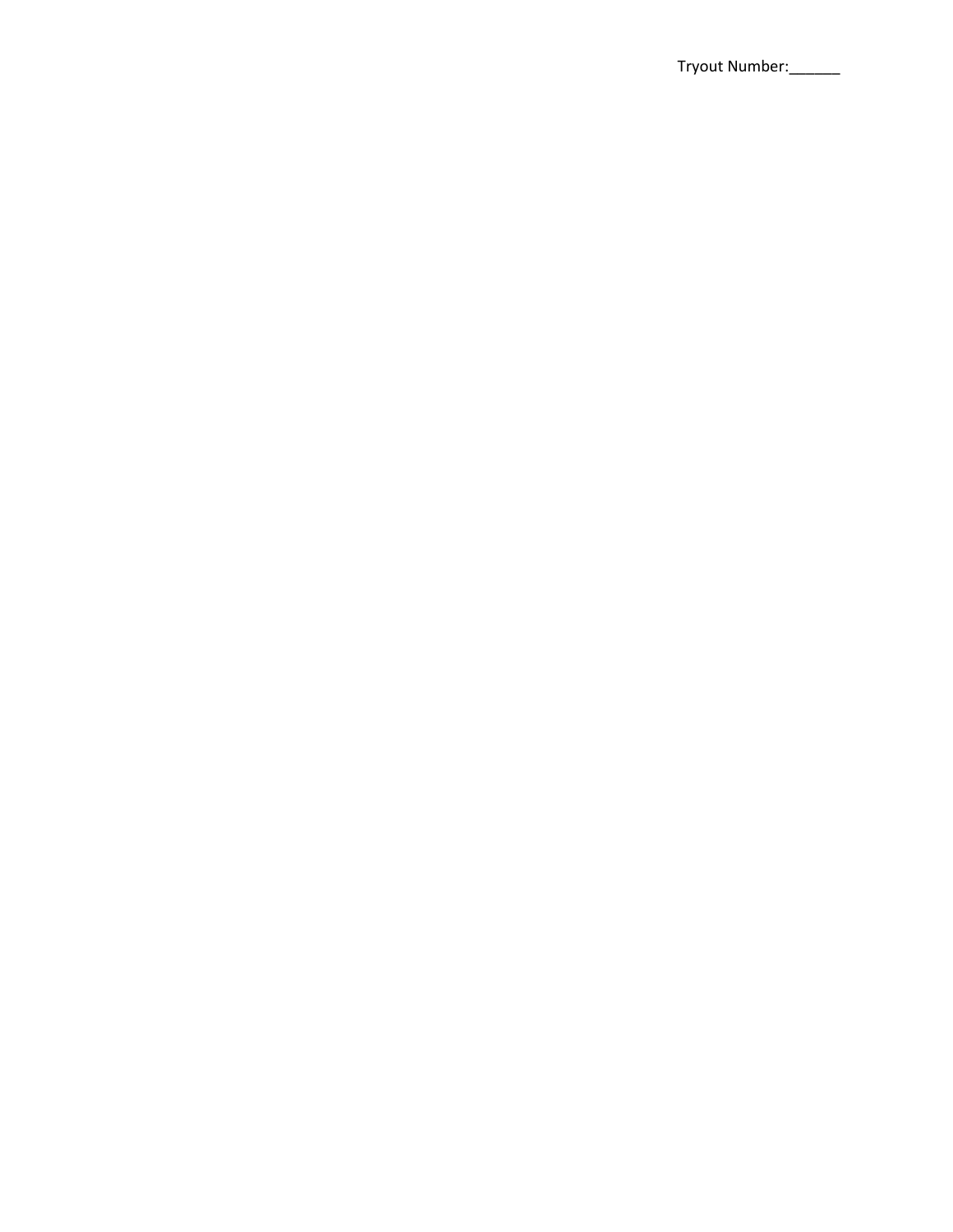Tryout Number:______